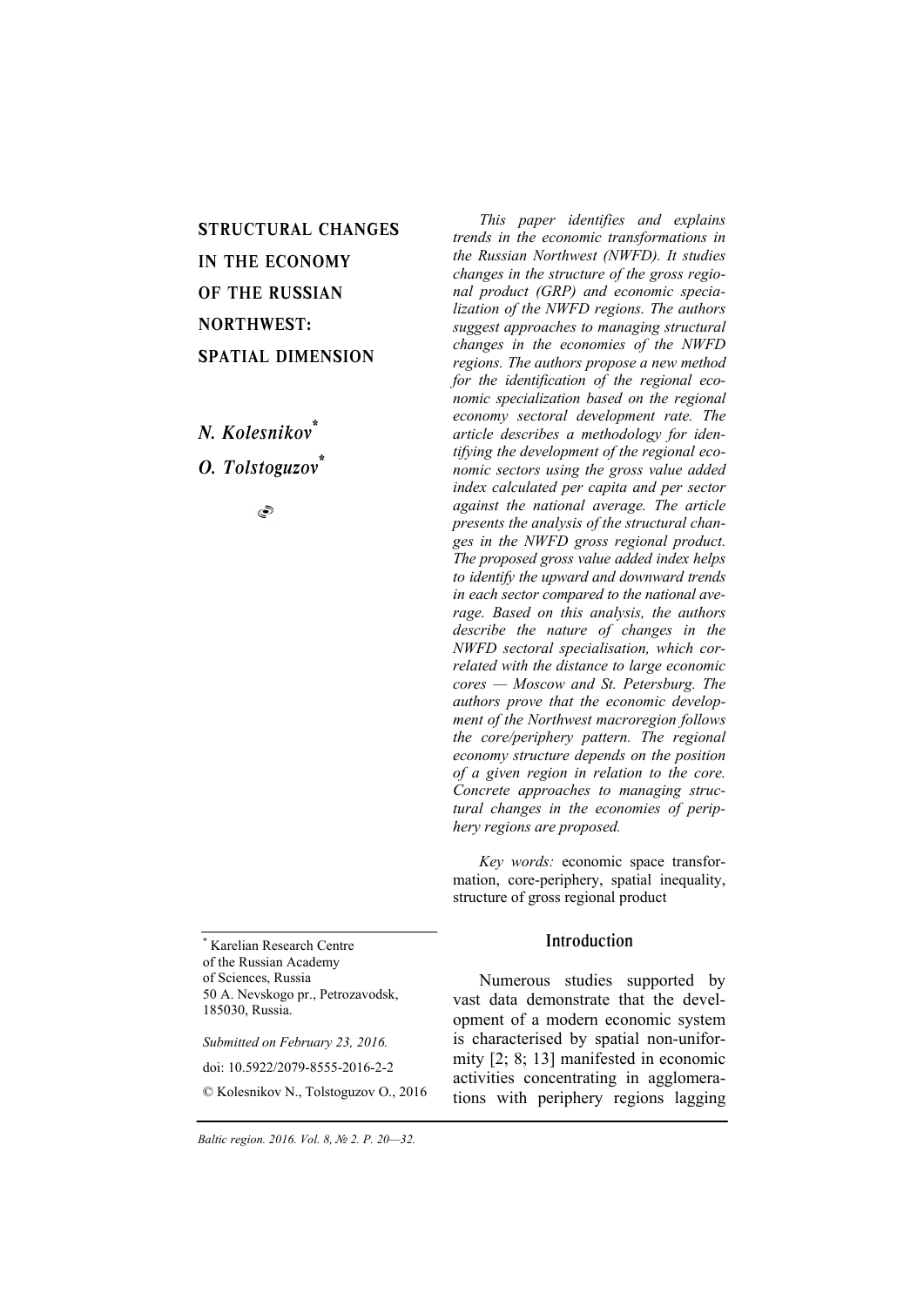# STRUCTURAL CHANGES IN THE ECONOMY OF THE RUSSIAN NORTHWEST: SPATIAL DIMENSION

*N. Kolesnikov*[*]

*O. Tolstoguzov*[*]

*This paper identifies and explains trends in the economic transformations in the Russian Northwest (NWFD). It studies changes in the structure of the gross regional product (GRP) and economic specialization of the NWFD regions. The authors suggest approaches to managing structural changes in the economies of the NWFD regions. The authors propose a new method for the identification of the regional economic specialization based on the regional economy sectoral development rate. The article describes a methodology for identifying the development of the regional economic sectors using the gross value added index calculated per capita and per sector against the national average. The article presents the analysis of the structural changes in the NWFD gross regional product. The proposed gross value added index helps to identify the upward and downward trends in each sector compared to the national average. Based on this analysis, the authors describe the nature of changes in the NWFD sectoral specialisation, which correlated with the distance to large economic cores — Moscow and St. Petersburg. The authors prove that the economic development of the Northwest macroregion follows the core/periphery pattern. The regional economy structure depends on the position of a given region in relation to the core. Concrete approaches to managing structural changes in the economies of periphery regions are proposed.*

*Key words:* economic space transformation, core-periphery, spatial inequality, structure of gross regional product

[*] Karelian Research Centre of the Russian Academy of Sciences, Russia
50 A. Nevskogo pr., Petrozavodsk, 185030, Russia.

*Submitted on February 23, 2016.*

doi: 10.5922/2079-8555-2016-2-2

© Kolesnikov N., Tolstoguzov O., 2016

## Introduction

Numerous studies supported by vast data demonstrate that the development of a modern economic system is characterised by spatial non-uniformity [2; 8; 13] manifested in economic activities concentrating in agglomerations with periphery regions lagging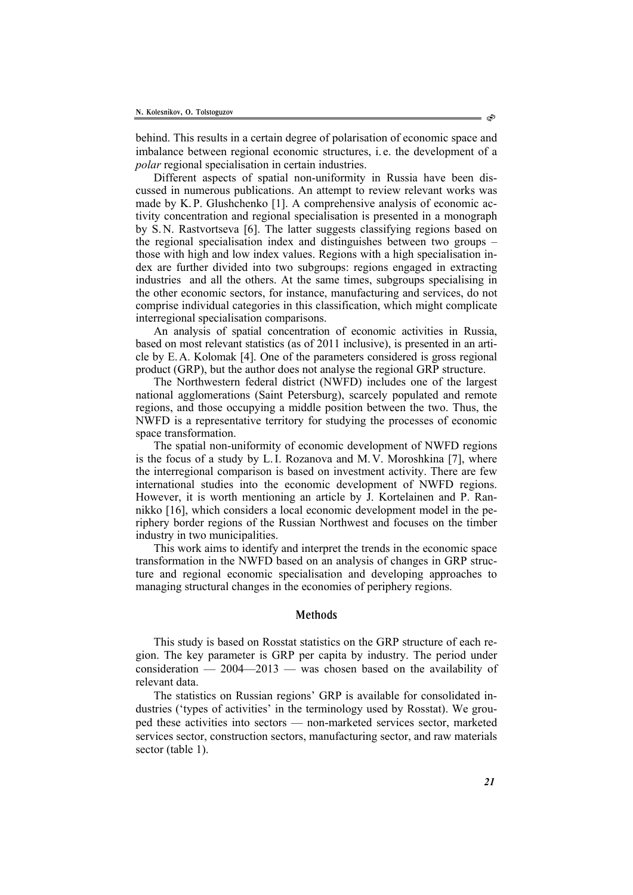behind. This results in a certain degree of polarisation of economic space and imbalance between regional economic structures, i. e. the development of a *polar* regional specialisation in certain industries.

Different aspects of spatial non-uniformity in Russia have been discussed in numerous publications. An attempt to review relevant works was made by K. P. Glushchenko [1]. A comprehensive analysis of economic activity concentration and regional specialisation is presented in a monograph by S. N. Rastvortseva [6]. The latter suggests classifying regions based on the regional specialisation index and distinguishes between two groups – those with high and low index values. Regions with a high specialisation index are further divided into two subgroups: regions engaged in extracting industries  and all the others. At the same times, subgroups specialising in the other economic sectors, for instance, manufacturing and services, do not comprise individual categories in this classification, which might complicate interregional specialisation comparisons.

An analysis of spatial concentration of economic activities in Russia, based on most relevant statistics (as of 2011 inclusive), is presented in an article by E. A. Kolomak [4]. One of the parameters considered is gross regional product (GRP), but the author does not analyse the regional GRP structure.

The Northwestern federal district (NWFD) includes one of the largest national agglomerations (Saint Petersburg), scarcely populated and remote regions, and those occupying a middle position between the two. Thus, the NWFD is a representative territory for studying the processes of economic space transformation.

The spatial non-uniformity of economic development of NWFD regions is the focus of a study by L. I. Rozanova and M. V. Moroshkina [7], where the interregional comparison is based on investment activity. There are few international studies into the economic development of NWFD regions. However, it is worth mentioning an article by J. Kortelainen and P. Rannikko [16], which considers a local economic development model in the periphery border regions of the Russian Northwest and focuses on the timber industry in two municipalities.

This work aims to identify and interpret the trends in the economic space transformation in the NWFD based on an analysis of changes in GRP structure and regional economic specialisation and developing approaches to managing structural changes in the economies of periphery regions.

## Methods

This study is based on Rosstat statistics on the GRP structure of each region. The key parameter is GRP per capita by industry. The period under consideration — 2004—2013 — was chosen based on the availability of relevant data.

The statistics on Russian regions' GRP is available for consolidated industries ('types of activities' in the terminology used by Rosstat). We grouped these activities into sectors — non-marketed services sector, marketed services sector, construction sectors, manufacturing sector, and raw materials sector (table 1).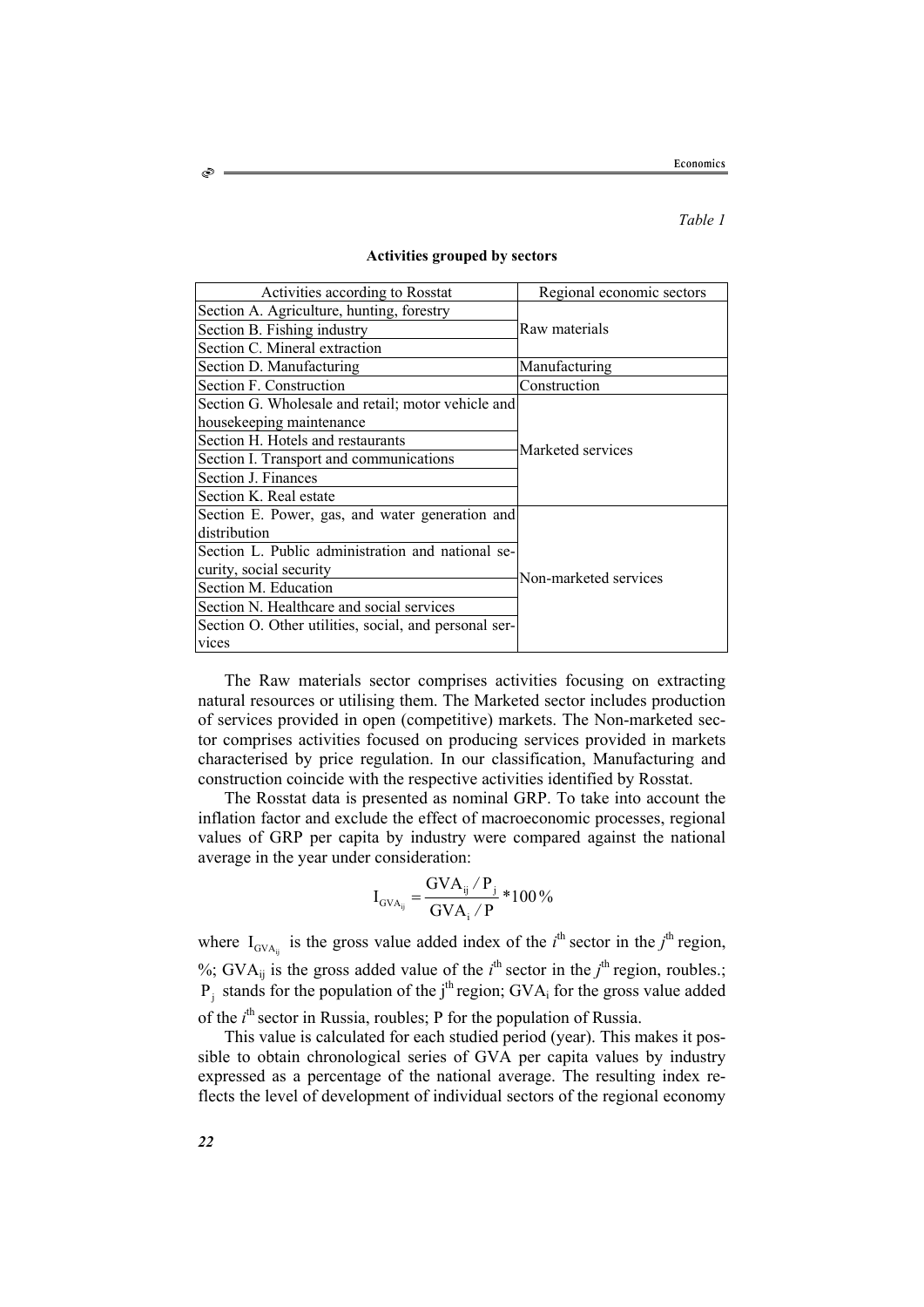*Table 1*

**Activities grouped by sectors**

| Activities according to Rosstat | Regional economic sectors |
|---|---|
| Section A. Agriculture, hunting, forestry | Raw materials |
| Section B. Fishing industry | |
| Section C. Mineral extraction | |
| Section D. Manufacturing | Manufacturing |
| Section F. Construction | Construction |
| Section G. Wholesale and retail; motor vehicle and housekeeping maintenance | Marketed services |
| Section H. Hotels and restaurants | |
| Section I. Transport and communications | |
| Section J. Finances | |
| Section K. Real estate | |
| Section E. Power, gas, and water generation and distribution | Non-marketed services |
| Section L. Public administration and national security, social security | |
| Section M. Education | |
| Section N. Healthcare and social services | |
| Section O. Other utilities, social, and personal services | |

The Raw materials sector comprises activities focusing on extracting natural resources or utilising them. The Marketed sector includes production of services provided in open (competitive) markets. The Non-marketed sector comprises activities focused on producing services provided in markets characterised by price regulation. In our classification, Manufacturing and construction coincide with the respective activities identified by Rosstat.

The Rosstat data is presented as nominal GRP. To take into account the inflation factor and exclude the effect of macroeconomic processes, regional values of GRP per capita by industry were compared against the national average in the year under consideration:

$$I_{GVA_{ij}} = \frac{GVA_{ij} / P_j}{GVA_i / P} * 100\%$$

where $I_{GVA_{ij}}$ is the gross value added index of the $i^{th}$ sector in the $j^{th}$ region, %; $GVA_{ij}$ is the gross added value of the $i^{th}$ sector in the $j^{th}$ region, roubles.; $P_j$ stands for the population of the $j^{th}$ region; $GVA_i$ for the gross value added of the $i^{th}$ sector in Russia, roubles; P for the population of Russia.

This value is calculated for each studied period (year). This makes it possible to obtain chronological series of GVA per capita values by industry expressed as a percentage of the national average. The resulting index reflects the level of development of individual sectors of the regional economy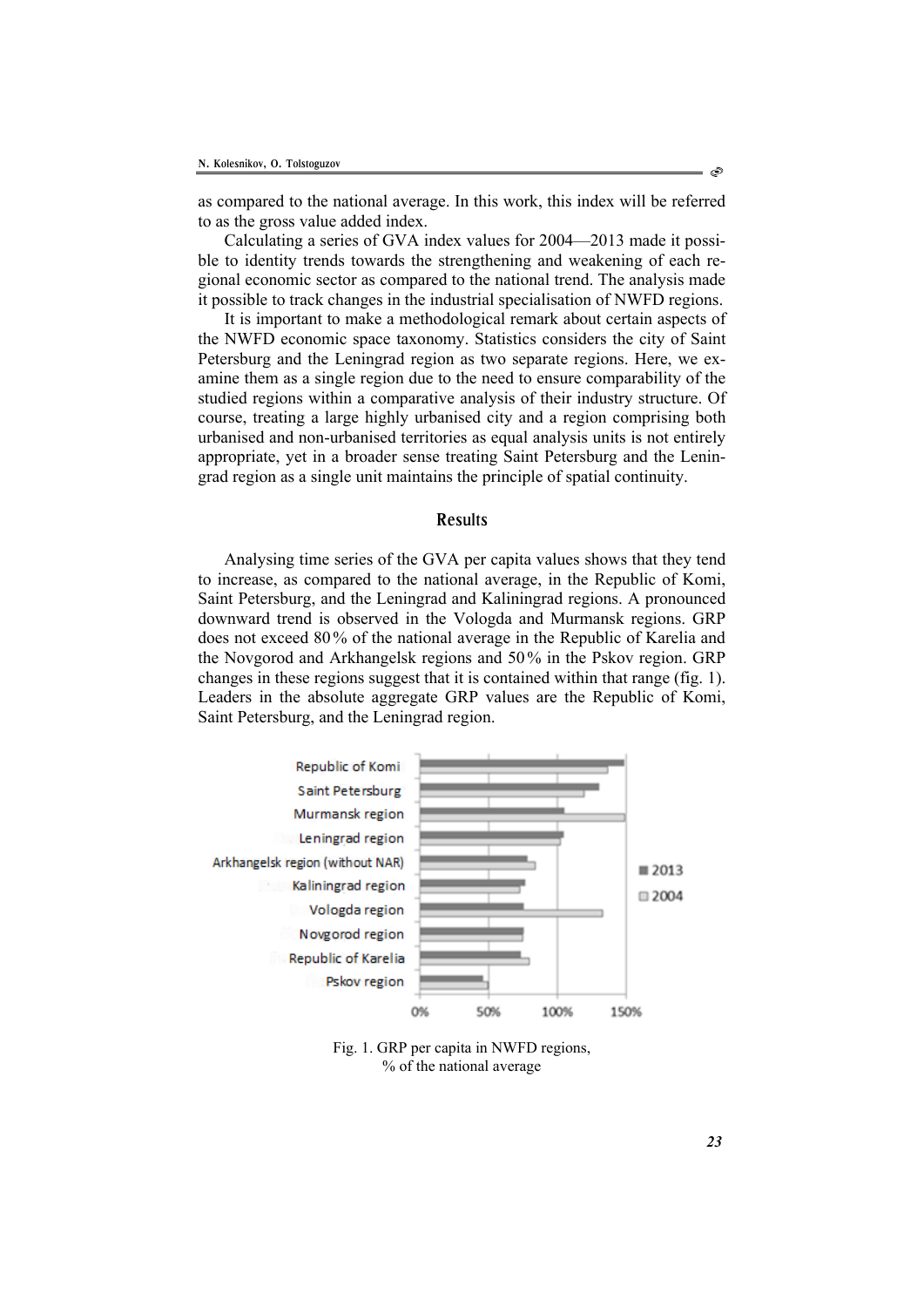as compared to the national average. In this work, this index will be referred to as the gross value added index.

Calculating a series of GVA index values for 2004—2013 made it possible to identity trends towards the strengthening and weakening of each regional economic sector as compared to the national trend. The analysis made it possible to track changes in the industrial specialisation of NWFD regions.

It is important to make a methodological remark about certain aspects of the NWFD economic space taxonomy. Statistics considers the city of Saint Petersburg and the Leningrad region as two separate regions. Here, we examine them as a single region due to the need to ensure comparability of the studied regions within a comparative analysis of their industry structure. Of course, treating a large highly urbanised city and a region comprising both urbanised and non-urbanised territories as equal analysis units is not entirely appropriate, yet in a broader sense treating Saint Petersburg and the Leningrad region as a single unit maintains the principle of spatial continuity.

## Results

Analysing time series of the GVA per capita values shows that they tend to increase, as compared to the national average, in the Republic of Komi, Saint Petersburg, and the Leningrad and Kaliningrad regions. A pronounced downward trend is observed in the Vologda and Murmansk regions. GRP does not exceed 80 % of the national average in the Republic of Karelia and the Novgorod and Arkhangelsk regions and 50 % in the Pskov region. GRP changes in these regions suggest that it is contained within that range (fig. 1). Leaders in the absolute aggregate GRP values are the Republic of Komi, Saint Petersburg, and the Leningrad region.

Fig. 1. GRP per capita in NWFD regions, % of the national average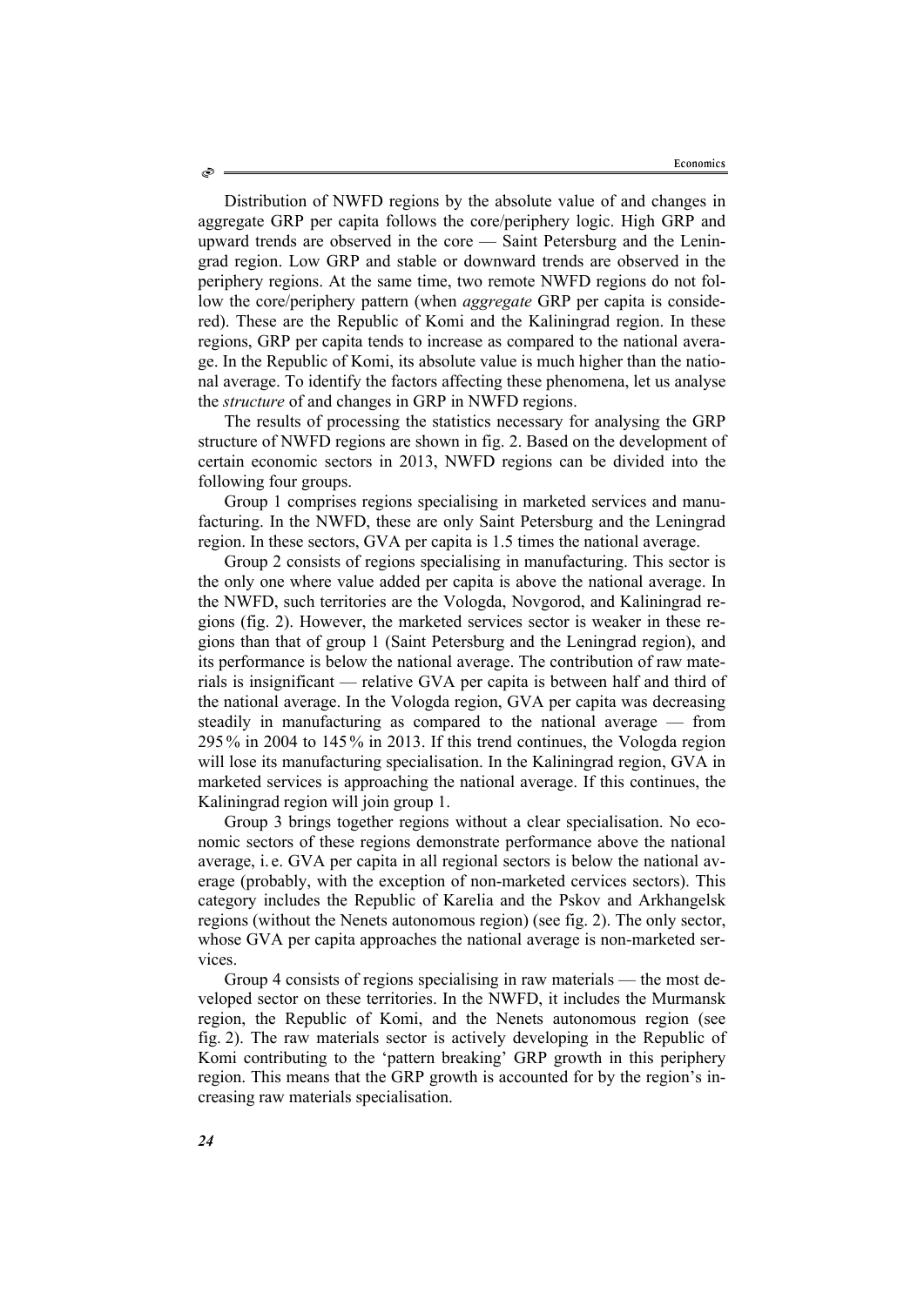Distribution of NWFD regions by the absolute value of and changes in aggregate GRP per capita follows the core/periphery logic. High GRP and upward trends are observed in the core — Saint Petersburg and the Leningrad region. Low GRP and stable or downward trends are observed in the periphery regions. At the same time, two remote NWFD regions do not follow the core/periphery pattern (when *aggregate* GRP per capita is considered). These are the Republic of Komi and the Kaliningrad region. In these regions, GRP per capita tends to increase as compared to the national average. In the Republic of Komi, its absolute value is much higher than the national average. To identify the factors affecting these phenomena, let us analyse the *structure* of and changes in GRP in NWFD regions.

The results of processing the statistics necessary for analysing the GRP structure of NWFD regions are shown in fig. 2. Based on the development of certain economic sectors in 2013, NWFD regions can be divided into the following four groups.

Group 1 comprises regions specialising in marketed services and manufacturing. In the NWFD, these are only Saint Petersburg and the Leningrad region. In these sectors, GVA per capita is 1.5 times the national average.

Group 2 consists of regions specialising in manufacturing. This sector is the only one where value added per capita is above the national average. In the NWFD, such territories are the Vologda, Novgorod, and Kaliningrad regions (fig. 2). However, the marketed services sector is weaker in these regions than that of group 1 (Saint Petersburg and the Leningrad region), and its performance is below the national average. The contribution of raw materials is insignificant — relative GVA per capita is between half and third of the national average. In the Vologda region, GVA per capita was decreasing steadily in manufacturing as compared to the national average — from 295 % in 2004 to 145 % in 2013. If this trend continues, the Vologda region will lose its manufacturing specialisation. In the Kaliningrad region, GVA in marketed services is approaching the national average. If this continues, the Kaliningrad region will join group 1.

Group 3 brings together regions without a clear specialisation. No economic sectors of these regions demonstrate performance above the national average, i. e. GVA per capita in all regional sectors is below the national average (probably, with the exception of non-marketed cervices sectors). This category includes the Republic of Karelia and the Pskov and Arkhangelsk regions (without the Nenets autonomous region) (see fig. 2). The only sector, whose GVA per capita approaches the national average is non-marketed services.

Group 4 consists of regions specialising in raw materials — the most developed sector on these territories. In the NWFD, it includes the Murmansk region, the Republic of Komi, and the Nenets autonomous region (see fig. 2). The raw materials sector is actively developing in the Republic of Komi contributing to the 'pattern breaking' GRP growth in this periphery region. This means that the GRP growth is accounted for by the region's increasing raw materials specialisation.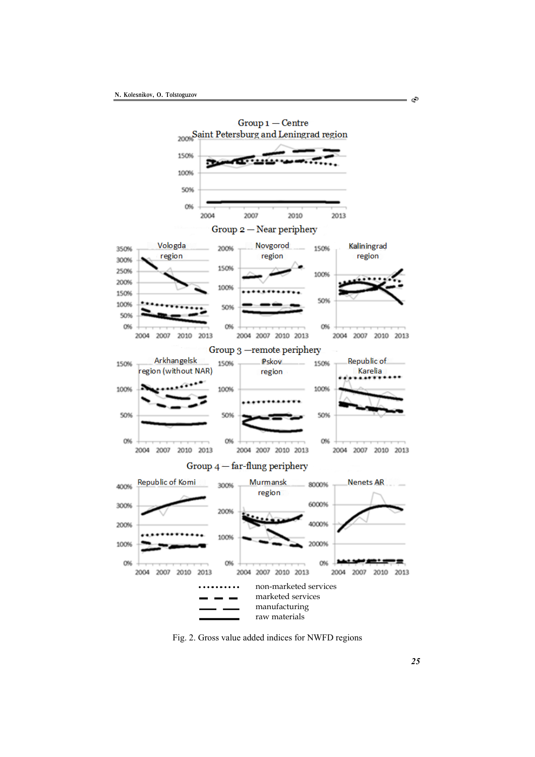Fig. 2. Gross value added indices for NWFD regions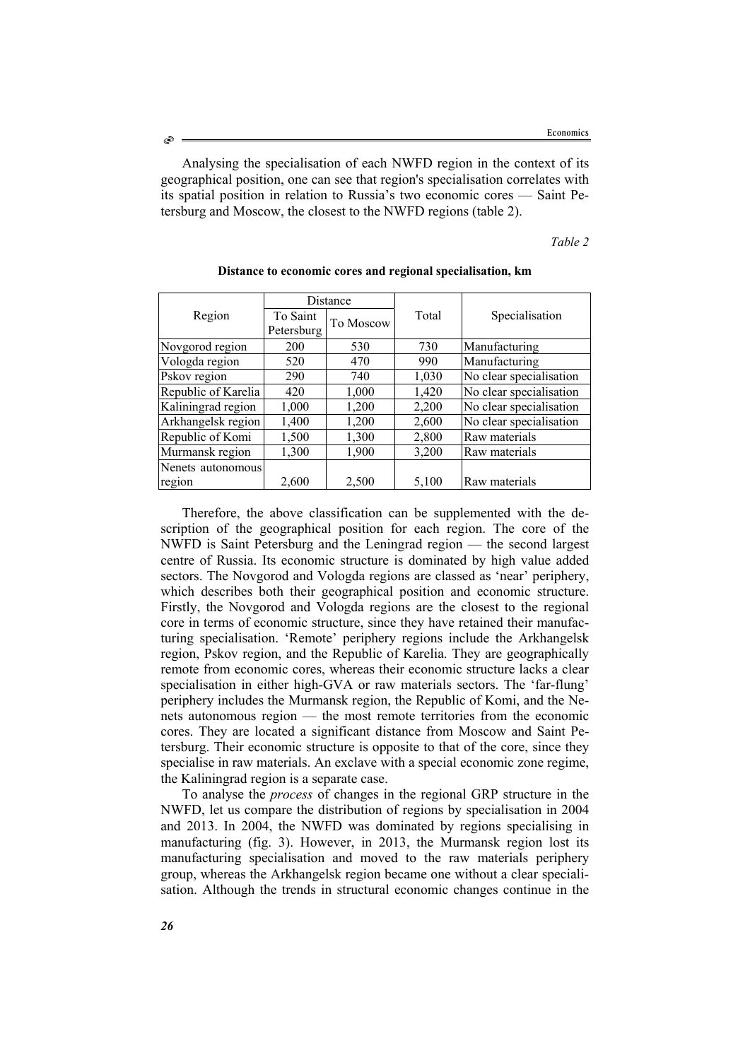Analysing the specialisation of each NWFD region in the context of its geographical position, one can see that region's specialisation correlates with its spatial position in relation to Russia's two economic cores — Saint Petersburg and Moscow, the closest to the NWFD regions (table 2).

*Table 2*

**Distance to economic cores and regional specialisation, km**

| Region | Distance | | Total | Specialisation |
|---|---|---|---|---|
| | To Saint Petersburg | To Moscow | | |
| Novgorod region | 200 | 530 | 730 | Manufacturing |
| Vologda region | 520 | 470 | 990 | Manufacturing |
| Pskov region | 290 | 740 | 1,030 | No clear specialisation |
| Republic of Karelia | 420 | 1,000 | 1,420 | No clear specialisation |
| Kaliningrad region | 1,000 | 1,200 | 2,200 | No clear specialisation |
| Arkhangelsk region | 1,400 | 1,200 | 2,600 | No clear specialisation |
| Republic of Komi | 1,500 | 1,300 | 2,800 | Raw materials |
| Murmansk region | 1,300 | 1,900 | 3,200 | Raw materials |
| Nenets autonomous region | 2,600 | 2,500 | 5,100 | Raw materials |

Therefore, the above classification can be supplemented with the description of the geographical position for each region. The core of the NWFD is Saint Petersburg and the Leningrad region — the second largest centre of Russia. Its economic structure is dominated by high value added sectors. The Novgorod and Vologda regions are classed as 'near' periphery, which describes both their geographical position and economic structure. Firstly, the Novgorod and Vologda regions are the closest to the regional core in terms of economic structure, since they have retained their manufacturing specialisation. 'Remote' periphery regions include the Arkhangelsk region, Pskov region, and the Republic of Karelia. They are geographically remote from economic cores, whereas their economic structure lacks a clear specialisation in either high-GVA or raw materials sectors. The 'far-flung' periphery includes the Murmansk region, the Republic of Komi, and the Nenets autonomous region — the most remote territories from the economic cores. They are located a significant distance from Moscow and Saint Petersburg. Their economic structure is opposite to that of the core, since they specialise in raw materials. An exclave with a special economic zone regime, the Kaliningrad region is a separate case.

To analyse the *process* of changes in the regional GRP structure in the NWFD, let us compare the distribution of regions by specialisation in 2004 and 2013. In 2004, the NWFD was dominated by regions specialising in manufacturing (fig. 3). However, in 2013, the Murmansk region lost its manufacturing specialisation and moved to the raw materials periphery group, whereas the Arkhangelsk region became one without a clear specialisation. Although the trends in structural economic changes continue in the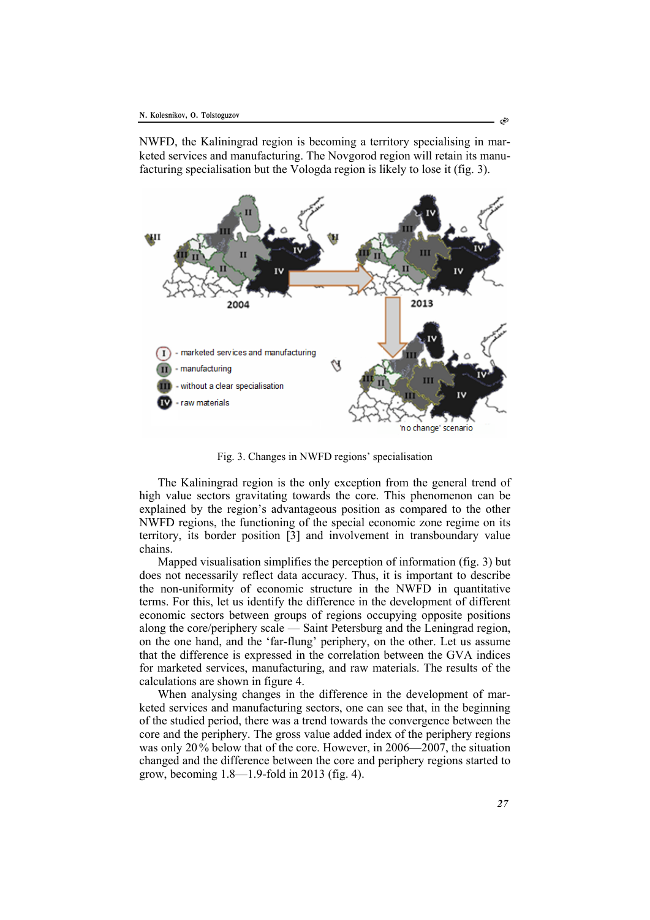NWFD, the Kaliningrad region is becoming a territory specialising in marketed services and manufacturing. The Novgorod region will retain its manufacturing specialisation but the Vologda region is likely to lose it (fig. 3).

Fig. 3. Changes in NWFD regions' specialisation

The Kaliningrad region is the only exception from the general trend of high value sectors gravitating towards the core. This phenomenon can be explained by the region's advantageous position as compared to the other NWFD regions, the functioning of the special economic zone regime on its territory, its border position [3] and involvement in transboundary value chains.

Mapped visualisation simplifies the perception of information (fig. 3) but does not necessarily reflect data accuracy. Thus, it is important to describe the non-uniformity of economic structure in the NWFD in quantitative terms. For this, let us identify the difference in the development of different economic sectors between groups of regions occupying opposite positions along the core/periphery scale — Saint Petersburg and the Leningrad region, on the one hand, and the 'far-flung' periphery, on the other. Let us assume that the difference is expressed in the correlation between the GVA indices for marketed services, manufacturing, and raw materials. The results of the calculations are shown in figure 4.

When analysing changes in the difference in the development of marketed services and manufacturing sectors, one can see that, in the beginning of the studied period, there was a trend towards the convergence between the core and the periphery. The gross value added index of the periphery regions was only 20 % below that of the core. However, in 2006—2007, the situation changed and the difference between the core and periphery regions started to grow, becoming 1.8—1.9-fold in 2013 (fig. 4).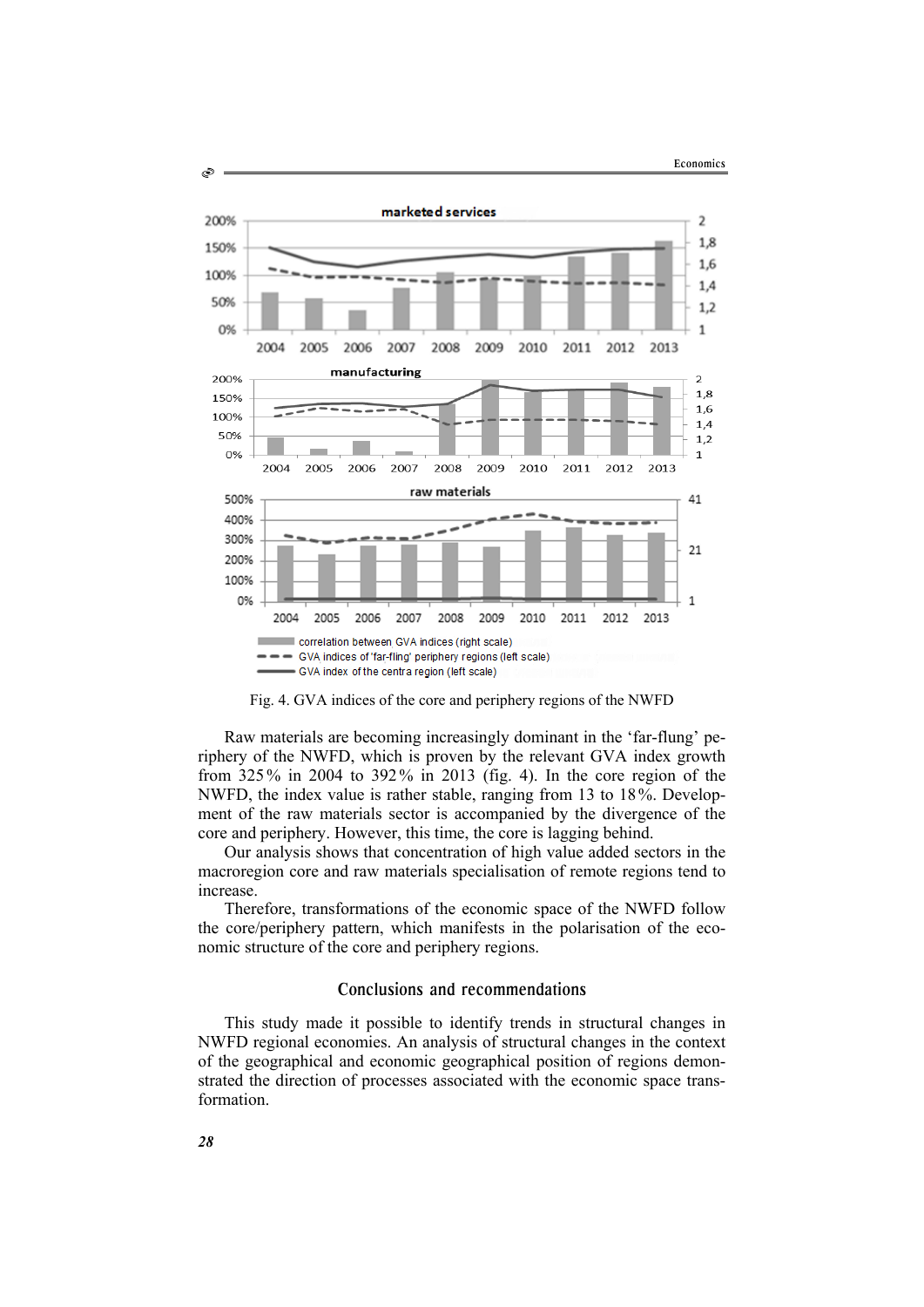Fig. 4. GVA indices of the core and periphery regions of the NWFD

Raw materials are becoming increasingly dominant in the 'far-flung' periphery of the NWFD, which is proven by the relevant GVA index growth from 325 % in 2004 to 392 % in 2013 (fig. 4). In the core region of the NWFD, the index value is rather stable, ranging from 13 to 18 %. Development of the raw materials sector is accompanied by the divergence of the core and periphery. However, this time, the core is lagging behind.

Our analysis shows that concentration of high value added sectors in the macroregion core and raw materials specialisation of remote regions tend to increase.

Therefore, transformations of the economic space of the NWFD follow the core/periphery pattern, which manifests in the polarisation of the economic structure of the core and periphery regions.

## Conclusions and recommendations

This study made it possible to identify trends in structural changes in NWFD regional economies. An analysis of structural changes in the context of the geographical and economic geographical position of regions demonstrated the direction of processes associated with the economic space transformation.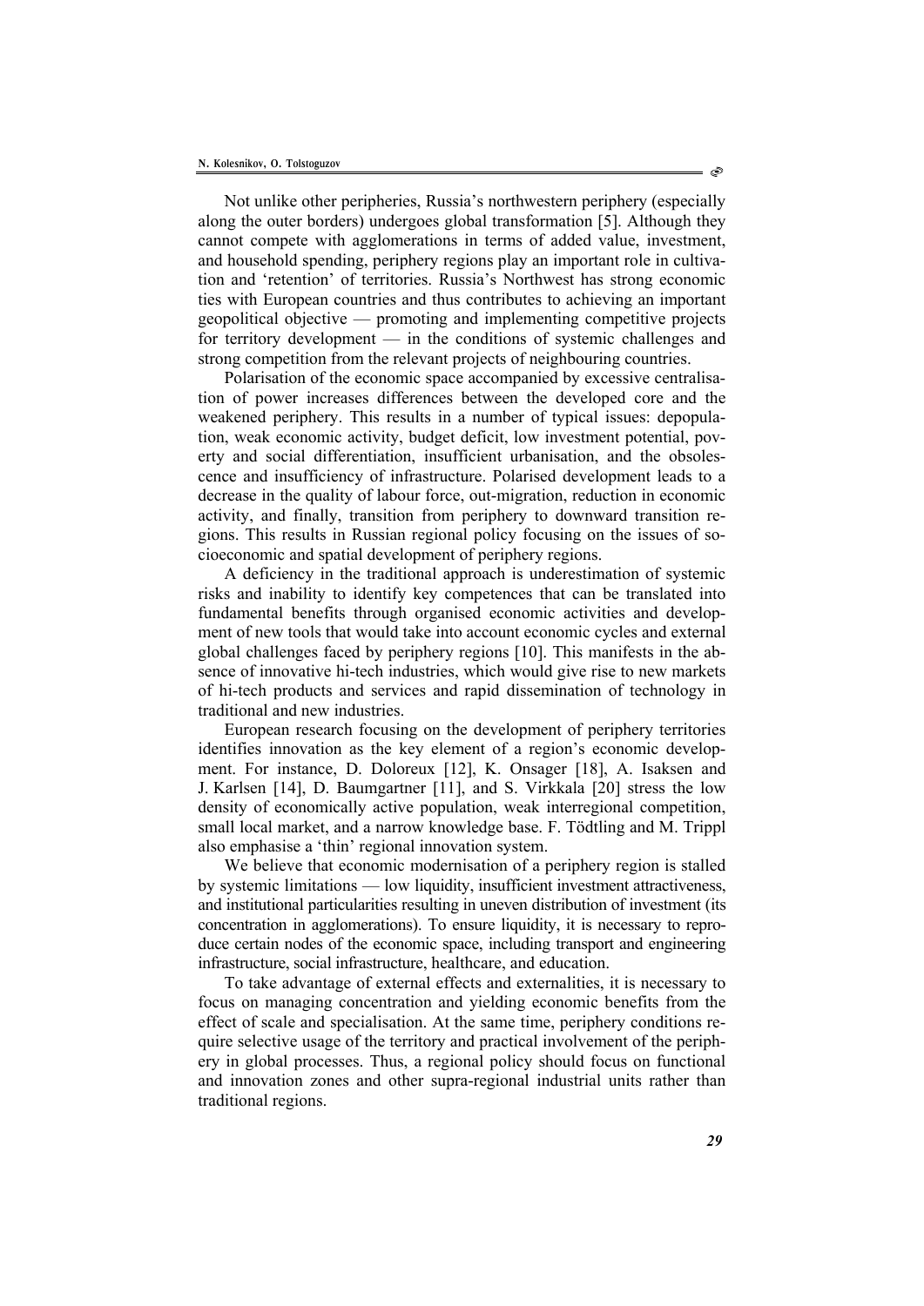Not unlike other peripheries, Russia's northwestern periphery (especially along the outer borders) undergoes global transformation [5]. Although they cannot compete with agglomerations in terms of added value, investment, and household spending, periphery regions play an important role in cultivation and 'retention' of territories. Russia's Northwest has strong economic ties with European countries and thus contributes to achieving an important geopolitical objective — promoting and implementing competitive projects for territory development — in the conditions of systemic challenges and strong competition from the relevant projects of neighbouring countries.

Polarisation of the economic space accompanied by excessive centralisation of power increases differences between the developed core and the weakened periphery. This results in a number of typical issues: depopulation, weak economic activity, budget deficit, low investment potential, poverty and social differentiation, insufficient urbanisation, and the obsolescence and insufficiency of infrastructure. Polarised development leads to a decrease in the quality of labour force, out-migration, reduction in economic activity, and finally, transition from periphery to downward transition regions. This results in Russian regional policy focusing on the issues of socioeconomic and spatial development of periphery regions.

A deficiency in the traditional approach is underestimation of systemic risks and inability to identify key competences that can be translated into fundamental benefits through organised economic activities and development of new tools that would take into account economic cycles and external global challenges faced by periphery regions [10]. This manifests in the absence of innovative hi-tech industries, which would give rise to new markets of hi-tech products and services and rapid dissemination of technology in traditional and new industries.

European research focusing on the development of periphery territories identifies innovation as the key element of a region's economic development. For instance, D. Doloreux [12], K. Onsager [18], A. Isaksen and J. Karlsen [14], D. Baumgartner [11], and S. Virkkala [20] stress the low density of economically active population, weak interregional competition, small local market, and a narrow knowledge base. F. Tödtling and M. Trippl also emphasise a 'thin' regional innovation system.

We believe that economic modernisation of a periphery region is stalled by systemic limitations — low liquidity, insufficient investment attractiveness, and institutional particularities resulting in uneven distribution of investment (its concentration in agglomerations). To ensure liquidity, it is necessary to reproduce certain nodes of the economic space, including transport and engineering infrastructure, social infrastructure, healthcare, and education.

To take advantage of external effects and externalities, it is necessary to focus on managing concentration and yielding economic benefits from the effect of scale and specialisation. At the same time, periphery conditions require selective usage of the territory and practical involvement of the periphery in global processes. Thus, a regional policy should focus on functional and innovation zones and other supra-regional industrial units rather than traditional regions.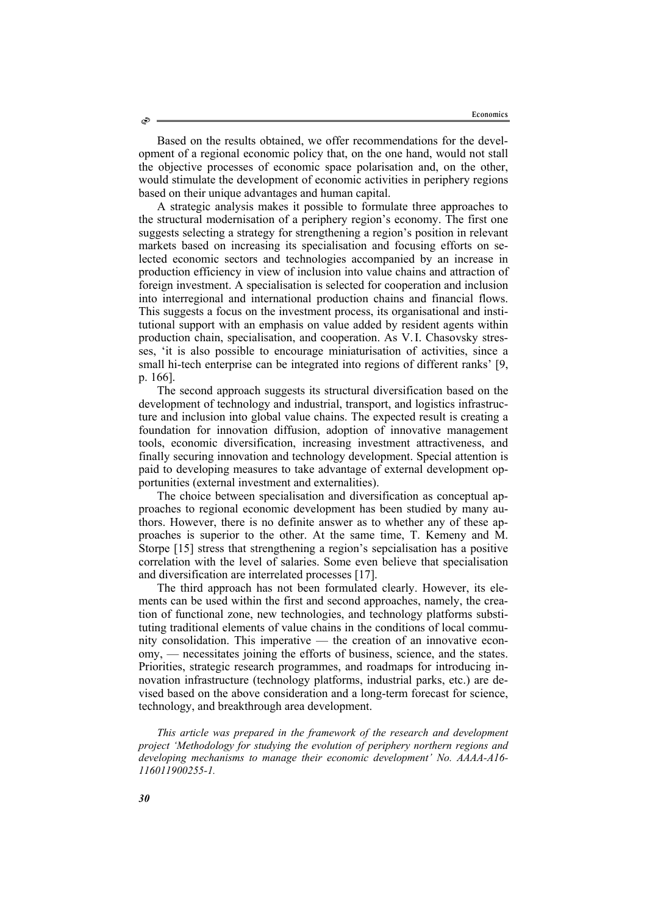Based on the results obtained, we offer recommendations for the development of a regional economic policy that, on the one hand, would not stall the objective processes of economic space polarisation and, on the other, would stimulate the development of economic activities in periphery regions based on their unique advantages and human capital.

A strategic analysis makes it possible to formulate three approaches to the structural modernisation of a periphery region's economy. The first one suggests selecting a strategy for strengthening a region's position in relevant markets based on increasing its specialisation and focusing efforts on selected economic sectors and technologies accompanied by an increase in production efficiency in view of inclusion into value chains and attraction of foreign investment. A specialisation is selected for cooperation and inclusion into interregional and international production chains and financial flows. This suggests a focus on the investment process, its organisational and institutional support with an emphasis on value added by resident agents within production chain, specialisation, and cooperation. As V. I. Chasovsky stresses, 'it is also possible to encourage miniaturisation of activities, since a small hi-tech enterprise can be integrated into regions of different ranks' [9, p. 166].

The second approach suggests its structural diversification based on the development of technology and industrial, transport, and logistics infrastructure and inclusion into global value chains. The expected result is creating a foundation for innovation diffusion, adoption of innovative management tools, economic diversification, increasing investment attractiveness, and finally securing innovation and technology development. Special attention is paid to developing measures to take advantage of external development opportunities (external investment and externalities).

The choice between specialisation and diversification as conceptual approaches to regional economic development has been studied by many authors. However, there is no definite answer as to whether any of these approaches is superior to the other. At the same time, T. Kemeny and M. Storpe [15] stress that strengthening a region's sepcialisation has a positive correlation with the level of salaries. Some even believe that specialisation and diversification are interrelated processes [17].

The third approach has not been formulated clearly. However, its elements can be used within the first and second approaches, namely, the creation of functional zone, new technologies, and technology platforms substituting traditional elements of value chains in the conditions of local community consolidation. This imperative — the creation of an innovative economy, — necessitates joining the efforts of business, science, and the states. Priorities, strategic research programmes, and roadmaps for introducing innovation infrastructure (technology platforms, industrial parks, etc.) are devised based on the above consideration and a long-term forecast for science, technology, and breakthrough area development.

*This article was prepared in the framework of the research and development project 'Methodology for studying the evolution of periphery northern regions and developing mechanisms to manage their economic development' No. AAAA-A16-116011900255-1.*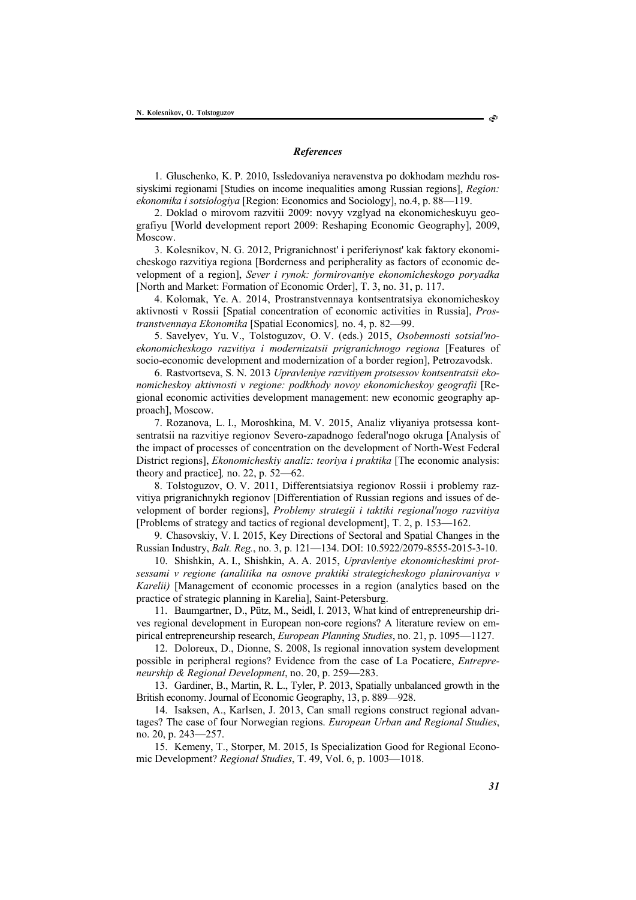## *References*

1. Gluschenko, K. P. 2010, Issledovaniya neravenstva po dokhodam mezhdu rossiyskimi regionami [Studies on income inequalities among Russian regions], *Region: ekonomika i sotsiologiya* [Region: Economics and Sociology], no.4, p. 88—119.

2. Doklad o mirovom razvitii 2009: novyy vzglyad na ekonomicheskuyu geografiyu [World development report 2009: Reshaping Economic Geography], 2009, Moscow.

3. Kolesnikov, N. G. 2012, Prigranichnost' i periferiynost' kak faktory ekonomicheskogo razvitiya regiona [Borderness and peripherality as factors of economic development of a region], *Sever i rynok: formirovaniye ekonomicheskogo poryadka* [North and Market: Formation of Economic Order], T. 3, no. 31, p. 117.

4. Kolomak, Ye. A. 2014, Prostranstvennaya kontsentratsiya ekonomicheskoy aktivnosti v Rossii [Spatial concentration of economic activities in Russia], *Prostranstvennaya Ekonomika* [Spatial Economics]*,* no. 4, p. 82—99.

5. Savelyev, Yu. V., Tolstoguzov, O. V. (eds.) 2015, *Osobennosti sotsial'no-ekonomicheskogo razvitiya i modernizatsii prigranichnogo regiona* [Features of socio-economic development and modernization of a border region], Petrozavodsk.

6. Rastvortseva, S. N. 2013 *Upravleniye razvitiyem protsessov kontsentratsii ekonomicheskoy aktivnosti v regione: podkhody novoy ekonomicheskoy geografii* [Regional economic activities development management: new economic geography approach], Moscow.

7. Rozanova, L. I., Moroshkina, M. V. 2015, Analiz vliyaniya protsessa kontsentratsii na razvitiye regionov Severo-zapadnogo federal'nogo okruga [Analysis of the impact of processes of concentration on the development of North-West Federal District regions], *Ekonomicheskiy analiz: teoriya i praktika* [The economic analysis: theory and practice]*,* no. 22, p. 52—62.

8. Tolstoguzov, O. V. 2011, Differentsiatsiya regionov Rossii i problemy razvitiya prigranichnykh regionov [Differentiation of Russian regions and issues of development of border regions], *Problemy strategii i taktiki regional'nogo razvitiya* [Problems of strategy and tactics of regional development], T. 2, p. 153—162.

9. Chasovskiy, V. I. 2015, Key Directions of Sectoral and Spatial Changes in the Russian Industry, *Balt. Reg.*, no. 3, p. 121—134. DOI: 10.5922/2079-8555-2015-3-10.

10. Shishkin, A. I., Shishkin, A. A. 2015, *Upravleniye ekonomicheskimi protsessami v regione (analitika na osnove praktiki strategicheskogo planirovaniya v Karelii)* [Management of economic processes in a region (analytics based on the practice of strategic planning in Karelia], Saint-Petersburg.

11. Baumgartner, D., Pütz, M., Seidl, I. 2013, What kind of entrepreneurship drives regional development in European non-core regions? A literature review on empirical entrepreneurship research, *European Planning Studies*, no. 21, p. 1095—1127.

12. Doloreux, D., Dionne, S. 2008, Is regional innovation system development possible in peripheral regions? Evidence from the case of La Pocatiere, *Entrepreneurship & Regional Development*, no. 20, p. 259—283.

13. Gardiner, B., Martin, R. L., Tyler, P. 2013, Spatially unbalanced growth in the British economy. Journal of Economic Geography, 13, p. 889—928.

14. Isaksen, A., Karlsen, J. 2013, Can small regions construct regional advantages? The case of four Norwegian regions. *European Urban and Regional Studies*, no. 20, p. 243—257.

15. Kemeny, T., Storper, M. 2015, Is Specialization Good for Regional Economic Development? *Regional Studies*, T. 49, Vol. 6, p. 1003—1018.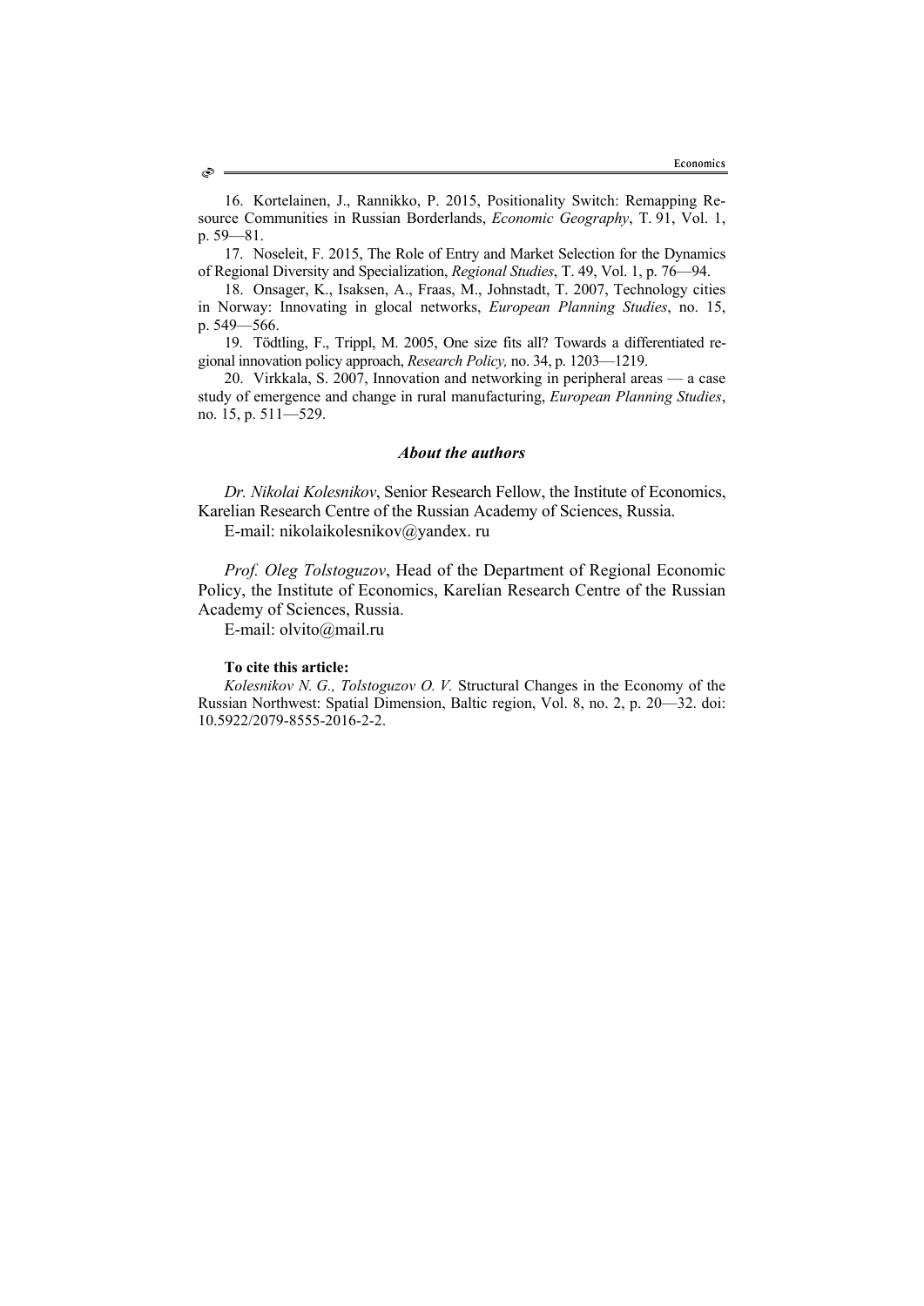16. Kortelainen, J., Rannikko, P. 2015, Positionality Switch: Remapping Resource Communities in Russian Borderlands, *Economic Geography*, T. 91, Vol. 1, p. 59—81.

17. Noseleit, F. 2015, The Role of Entry and Market Selection for the Dynamics of Regional Diversity and Specialization, *Regional Studies*, T. 49, Vol. 1, p. 76—94.

18. Onsager, K., Isaksen, A., Fraas, M., Johnstadt, T. 2007, Technology cities in Norway: Innovating in glocal networks, *European Planning Studies*, no. 15, p. 549—566.

19. Tödtling, F., Trippl, M. 2005, One size fits all? Towards a differentiated regional innovation policy approach, *Research Policy,* no. 34, p. 1203—1219.

20. Virkkala, S. 2007, Innovation and networking in peripheral areas — a case study of emergence and change in rural manufacturing, *European Planning Studies*, no. 15, p. 511—529.

### *About the authors*

*Dr. Nikolai Kolesnikov*, Senior Research Fellow, the Institute of Economics, Karelian Research Centre of the Russian Academy of Sciences, Russia.

E-mail: nikolaikolesnikov@yandex. ru

*Prof. Oleg Tolstoguzov*, Head of the Department of Regional Economic Policy, the Institute of Economics, Karelian Research Centre of the Russian Academy of Sciences, Russia.

E-mail: olvito@mail.ru

**To cite this article:**

*Kolesnikov N. G., Tolstoguzov O. V.* Structural Changes in the Economy of the Russian Northwest: Spatial Dimension, Baltic region, Vol. 8, no. 2, p. 20—32. doi: 10.5922/2079-8555-2016-2-2.